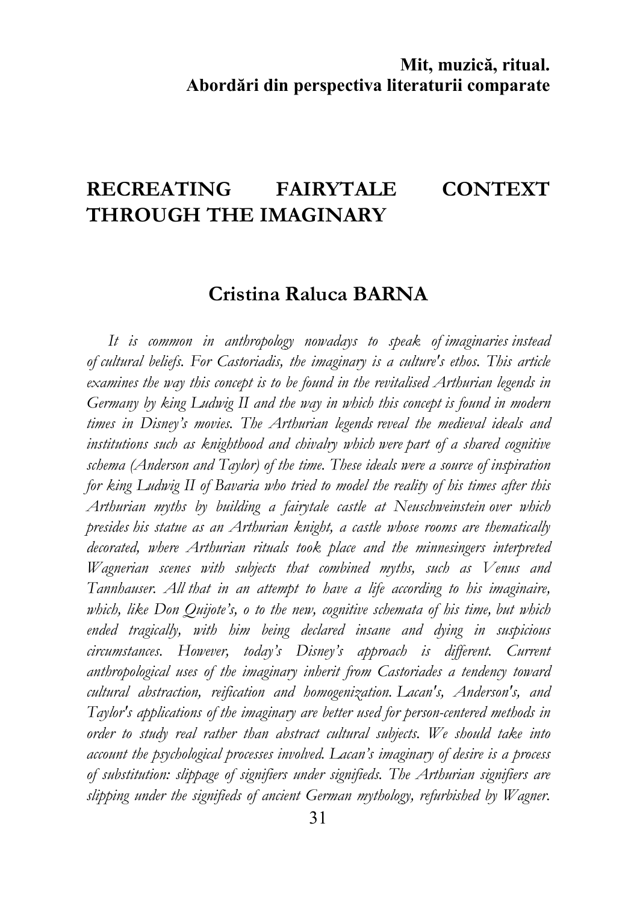**Mit, muzică, ritual.**
**Abordări din perspectiva literaturii comparate**

# RECREATING FAIRYTALE CONTEXT THROUGH THE IMAGINARY

## Cristina Raluca BARNA

*It is common in anthropology nowadays to speak of imaginaries instead of cultural beliefs. For Castoriadis, the imaginary is a culture's ethos. This article examines the way this concept is to be found in the revitalised Arthurian legends in Germany by king Ludwig II and the way in which this concept is found in modern times in Disney's movies. The Arthurian legends reveal the medieval ideals and institutions such as knighthood and chivalry which were part of a shared cognitive schema (Anderson and Taylor) of the time. These ideals were a source of inspiration for king Ludwig II of Bavaria who tried to model the reality of his times after this Arthurian myths by building a fairytale castle at Neuschweinstein over which presides his statue as an Arthurian knight, a castle whose rooms are thematically decorated, where Arthurian rituals took place and the minnesingers interpreted Wagnerian scenes with subjects that combined myths, such as Venus and Tannhauser. All that in an attempt to have a life according to his imaginaire, which, like Don Quijote's, o to the new, cognitive schemata of his time, but which ended tragically, with him being declared insane and dying in suspicious circumstances. However, today's Disney's approach is different. Current anthropological uses of the imaginary inherit from Castoriades a tendency toward cultural abstraction, reification and homogenization. Lacan's, Anderson's, and Taylor's applications of the imaginary are better used for person-centered methods in order to study real rather than abstract cultural subjects. We should take into account the psychological processes involved. Lacan's imaginary of desire is a process of substitution: slippage of signifiers under signifieds. The Arthurian signifiers are slipping under the signifieds of ancient German mythology, refurbished by Wagner.*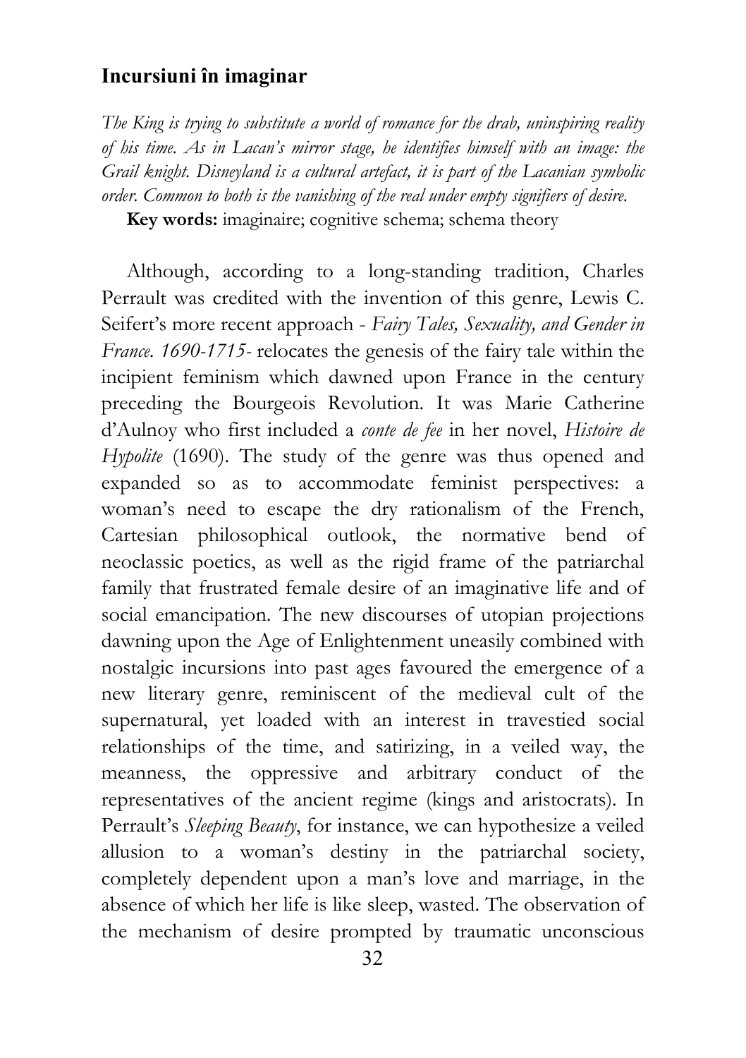## Incursiuni în imaginar

*The King is trying to substitute a world of romance for the drab, uninspiring reality of his time. As in Lacan's mirror stage, he identifies himself with an image: the Grail knight. Disneyland is a cultural artefact, it is part of the Lacanian symbolic order. Common to both is the vanishing of the real under empty signifiers of desire.*

**Key words:** imaginaire; cognitive schema; schema theory

Although, according to a long-standing tradition, Charles Perrault was credited with the invention of this genre, Lewis C. Seifert's more recent approach - *Fairy Tales, Sexuality, and Gender in France. 1690-1715*- relocates the genesis of the fairy tale within the incipient feminism which dawned upon France in the century preceding the Bourgeois Revolution. It was Marie Catherine d'Aulnoy who first included a *conte de fee* in her novel, *Histoire de Hypolite* (1690). The study of the genre was thus opened and expanded so as to accommodate feminist perspectives: a woman's need to escape the dry rationalism of the French, Cartesian philosophical outlook, the normative bend of neoclassic poetics, as well as the rigid frame of the patriarchal family that frustrated female desire of an imaginative life and of social emancipation. The new discourses of utopian projections dawning upon the Age of Enlightenment uneasily combined with nostalgic incursions into past ages favoured the emergence of a new literary genre, reminiscent of the medieval cult of the supernatural, yet loaded with an interest in travestied social relationships of the time, and satirizing, in a veiled way, the meanness, the oppressive and arbitrary conduct of the representatives of the ancient regime (kings and aristocrats). In Perrault's *Sleeping Beauty*, for instance, we can hypothesize a veiled allusion to a woman's destiny in the patriarchal society, completely dependent upon a man's love and marriage, in the absence of which her life is like sleep, wasted. The observation of the mechanism of desire prompted by traumatic unconscious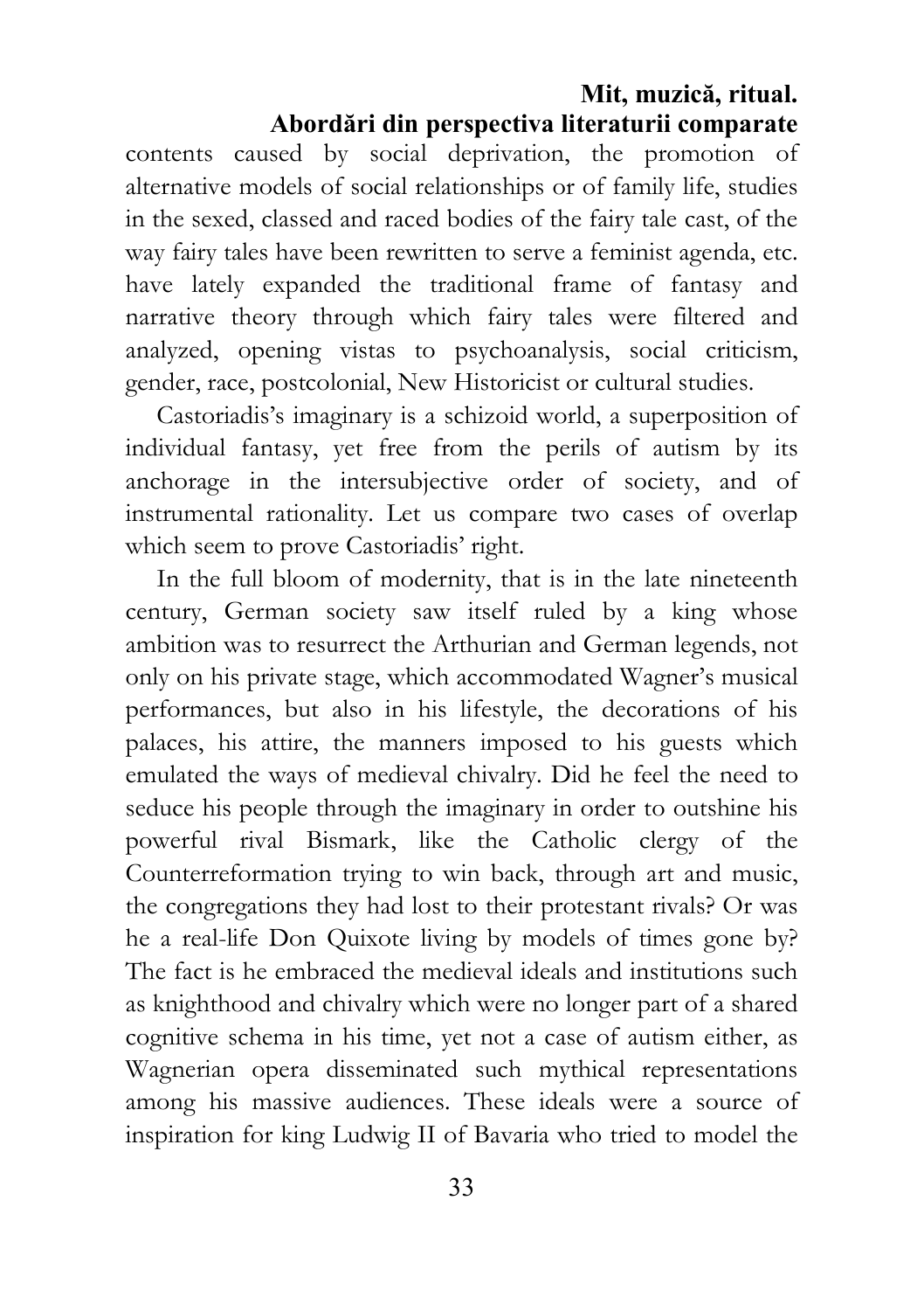contents caused by social deprivation, the promotion of alternative models of social relationships or of family life, studies in the sexed, classed and raced bodies of the fairy tale cast, of the way fairy tales have been rewritten to serve a feminist agenda, etc. have lately expanded the traditional frame of fantasy and narrative theory through which fairy tales were filtered and analyzed, opening vistas to psychoanalysis, social criticism, gender, race, postcolonial, New Historicist or cultural studies.

Castoriadis's imaginary is a schizoid world, a superposition of individual fantasy, yet free from the perils of autism by its anchorage in the intersubjective order of society, and of instrumental rationality. Let us compare two cases of overlap which seem to prove Castoriadis' right.

In the full bloom of modernity, that is in the late nineteenth century, German society saw itself ruled by a king whose ambition was to resurrect the Arthurian and German legends, not only on his private stage, which accommodated Wagner's musical performances, but also in his lifestyle, the decorations of his palaces, his attire, the manners imposed to his guests which emulated the ways of medieval chivalry. Did he feel the need to seduce his people through the imaginary in order to outshine his powerful rival Bismark, like the Catholic clergy of the Counterreformation trying to win back, through art and music, the congregations they had lost to their protestant rivals? Or was he a real-life Don Quixote living by models of times gone by? The fact is he embraced the medieval ideals and institutions such as knighthood and chivalry which were no longer part of a shared cognitive schema in his time, yet not a case of autism either, as Wagnerian opera disseminated such mythical representations among his massive audiences. These ideals were a source of inspiration for king Ludwig II of Bavaria who tried to model the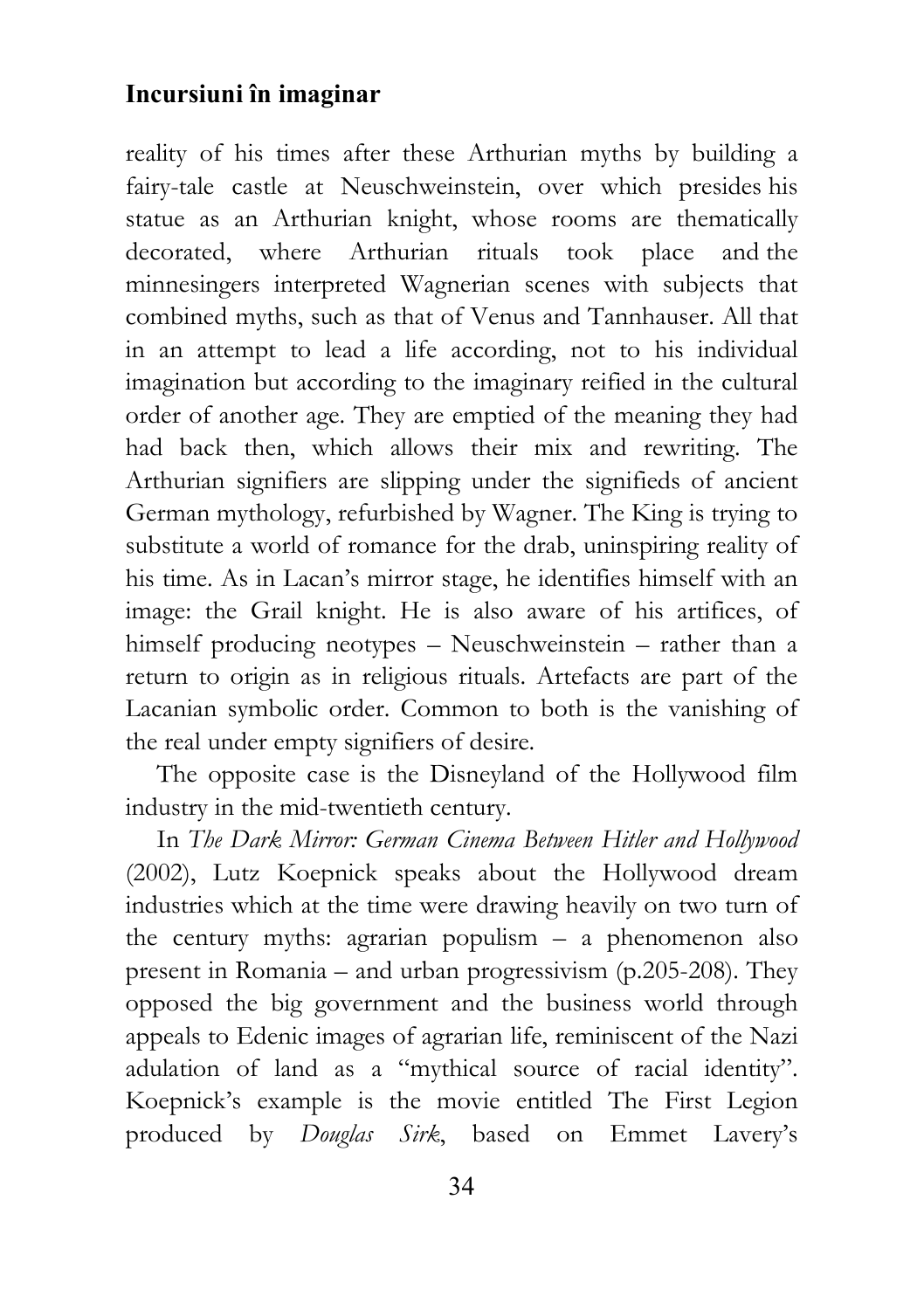reality of his times after these Arthurian myths by building a fairy-tale castle at Neuschweinstein, over which presides his statue as an Arthurian knight, whose rooms are thematically decorated, where Arthurian rituals took place and the minnesingers interpreted Wagnerian scenes with subjects that combined myths, such as that of Venus and Tannhauser. All that in an attempt to lead a life according, not to his individual imagination but according to the imaginary reified in the cultural order of another age. They are emptied of the meaning they had had back then, which allows their mix and rewriting. The Arthurian signifiers are slipping under the signifieds of ancient German mythology, refurbished by Wagner. The King is trying to substitute a world of romance for the drab, uninspiring reality of his time. As in Lacan's mirror stage, he identifies himself with an image: the Grail knight. He is also aware of his artifices, of himself producing neotypes – Neuschweinstein – rather than a return to origin as in religious rituals. Artefacts are part of the Lacanian symbolic order. Common to both is the vanishing of the real under empty signifiers of desire.

The opposite case is the Disneyland of the Hollywood film industry in the mid-twentieth century.

In *The Dark Mirror: German Cinema Between Hitler and Hollywood* (2002), Lutz Koepnick speaks about the Hollywood dream industries which at the time were drawing heavily on two turn of the century myths: agrarian populism – a phenomenon also present in Romania – and urban progressivism (p.205-208). They opposed the big government and the business world through appeals to Edenic images of agrarian life, reminiscent of the Nazi adulation of land as a "mythical source of racial identity". Koepnick's example is the movie entitled The First Legion produced by *Douglas Sirk*, based on Emmet Lavery's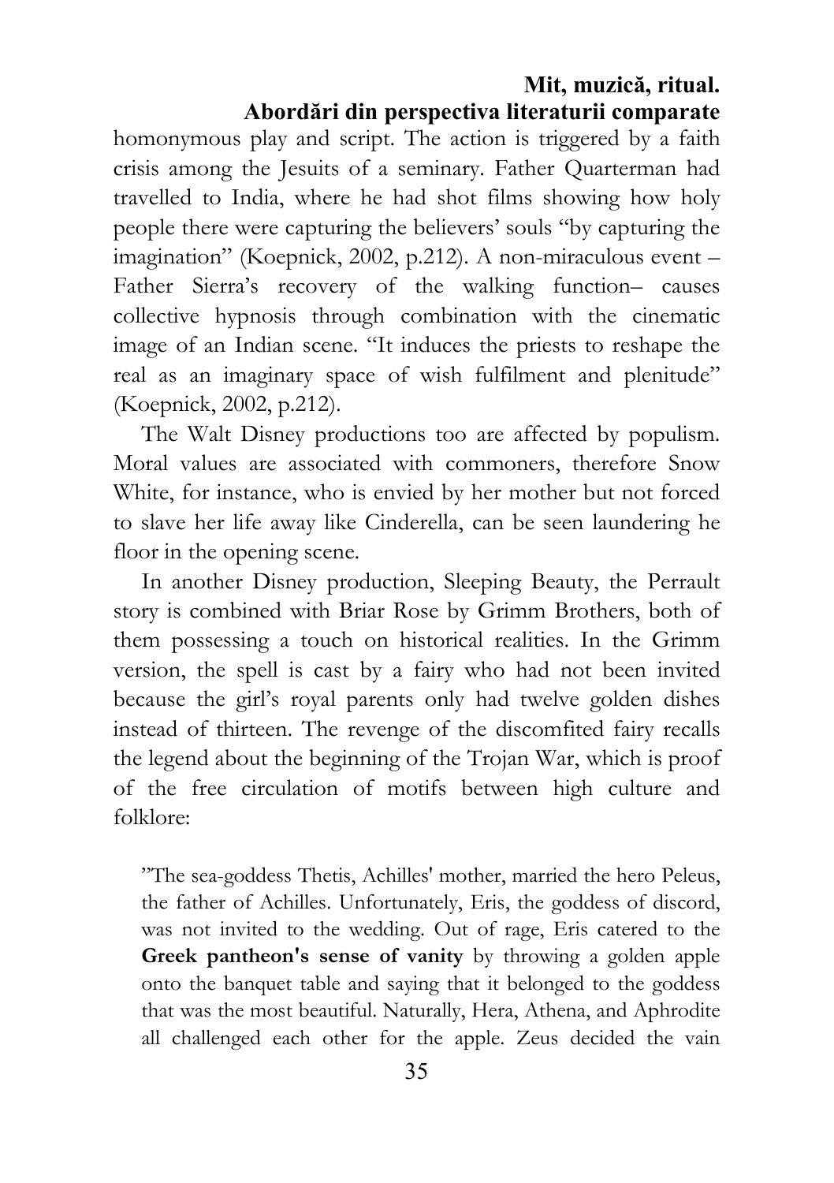homonymous play and script. The action is triggered by a faith crisis among the Jesuits of a seminary. Father Quarterman had travelled to India, where he had shot films showing how holy people there were capturing the believers' souls "by capturing the imagination" (Koepnick, 2002, p.212). A non-miraculous event – Father Sierra's recovery of the walking function– causes collective hypnosis through combination with the cinematic image of an Indian scene. "It induces the priests to reshape the real as an imaginary space of wish fulfilment and plenitude" (Koepnick, 2002, p.212).

The Walt Disney productions too are affected by populism. Moral values are associated with commoners, therefore Snow White, for instance, who is envied by her mother but not forced to slave her life away like Cinderella, can be seen laundering he floor in the opening scene.

In another Disney production, Sleeping Beauty, the Perrault story is combined with Briar Rose by Grimm Brothers, both of them possessing a touch on historical realities. In the Grimm version, the spell is cast by a fairy who had not been invited because the girl's royal parents only had twelve golden dishes instead of thirteen. The revenge of the discomfited fairy recalls the legend about the beginning of the Trojan War, which is proof of the free circulation of motifs between high culture and folklore:

> ”The sea-goddess Thetis, Achilles' mother, married the hero Peleus, the father of Achilles. Unfortunately, Eris, the goddess of discord, was not invited to the wedding. Out of rage, Eris catered to the **Greek pantheon's sense of vanity** by throwing a golden apple onto the banquet table and saying that it belonged to the goddess that was the most beautiful. Naturally, Hera, Athena, and Aphrodite all challenged each other for the apple. Zeus decided the vain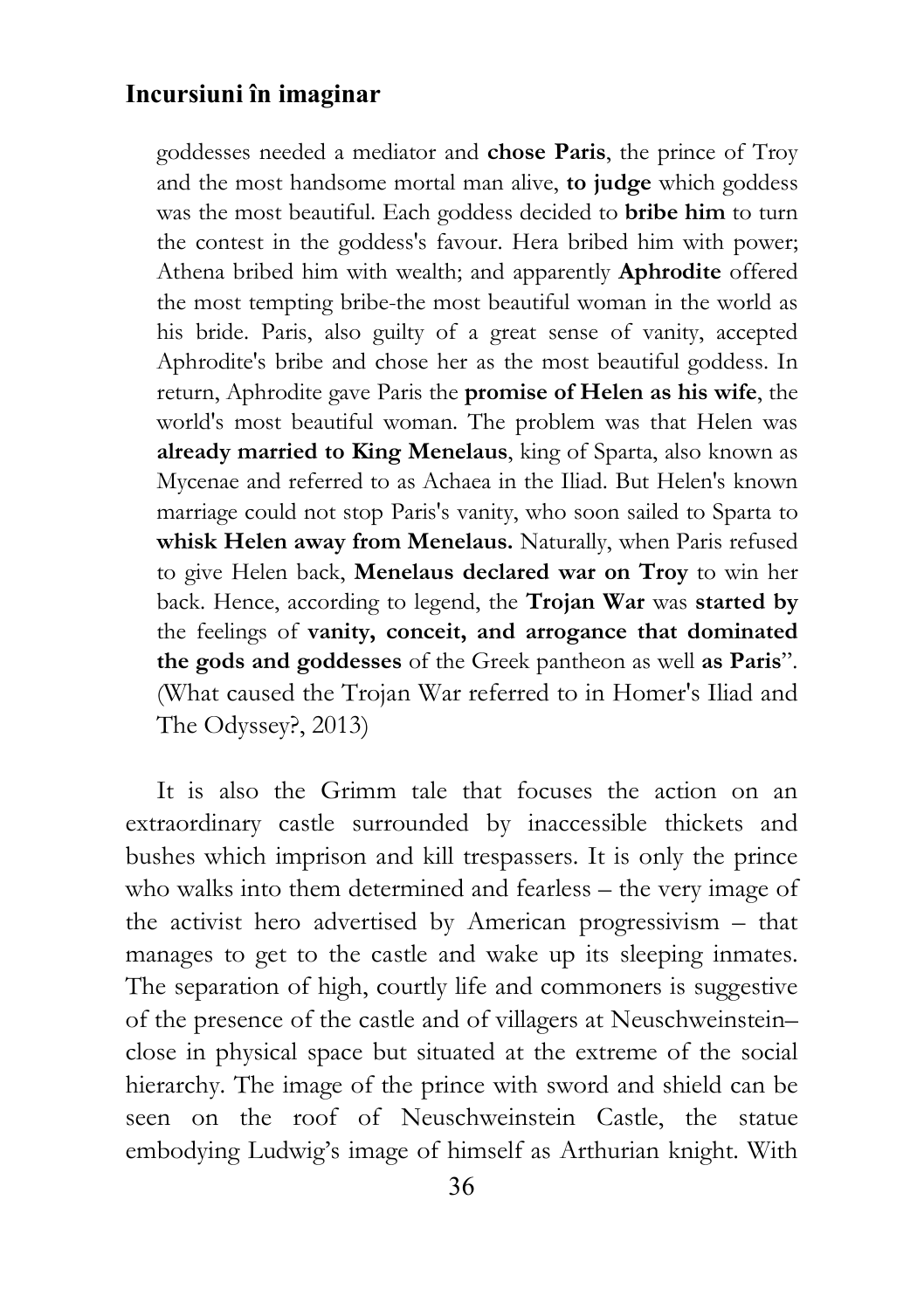goddesses needed a mediator and **chose Paris**, the prince of Troy and the most handsome mortal man alive, **to judge** which goddess was the most beautiful. Each goddess decided to **bribe him** to turn the contest in the goddess's favour. Hera bribed him with power; Athena bribed him with wealth; and apparently **Aphrodite** offered the most tempting bribe-the most beautiful woman in the world as his bride. Paris, also guilty of a great sense of vanity, accepted Aphrodite's bribe and chose her as the most beautiful goddess. In return, Aphrodite gave Paris the **promise of Helen as his wife**, the world's most beautiful woman. The problem was that Helen was **already married to King Menelaus**, king of Sparta, also known as Mycenae and referred to as Achaea in the Iliad. But Helen's known marriage could not stop Paris's vanity, who soon sailed to Sparta to **whisk Helen away from Menelaus.** Naturally, when Paris refused to give Helen back, **Menelaus declared war on Troy** to win her back. Hence, according to legend, the **Trojan War** was **started by** the feelings of **vanity, conceit, and arrogance that dominated the gods and goddesses** of the Greek pantheon as well **as Paris**". (What caused the Trojan War referred to in Homer's Iliad and The Odyssey?, 2013)

It is also the Grimm tale that focuses the action on an extraordinary castle surrounded by inaccessible thickets and bushes which imprison and kill trespassers. It is only the prince who walks into them determined and fearless – the very image of the activist hero advertised by American progressivism – that manages to get to the castle and wake up its sleeping inmates. The separation of high, courtly life and commoners is suggestive of the presence of the castle and of villagers at Neuschweinstein– close in physical space but situated at the extreme of the social hierarchy. The image of the prince with sword and shield can be seen on the roof of Neuschweinstein Castle, the statue embodying Ludwig's image of himself as Arthurian knight. With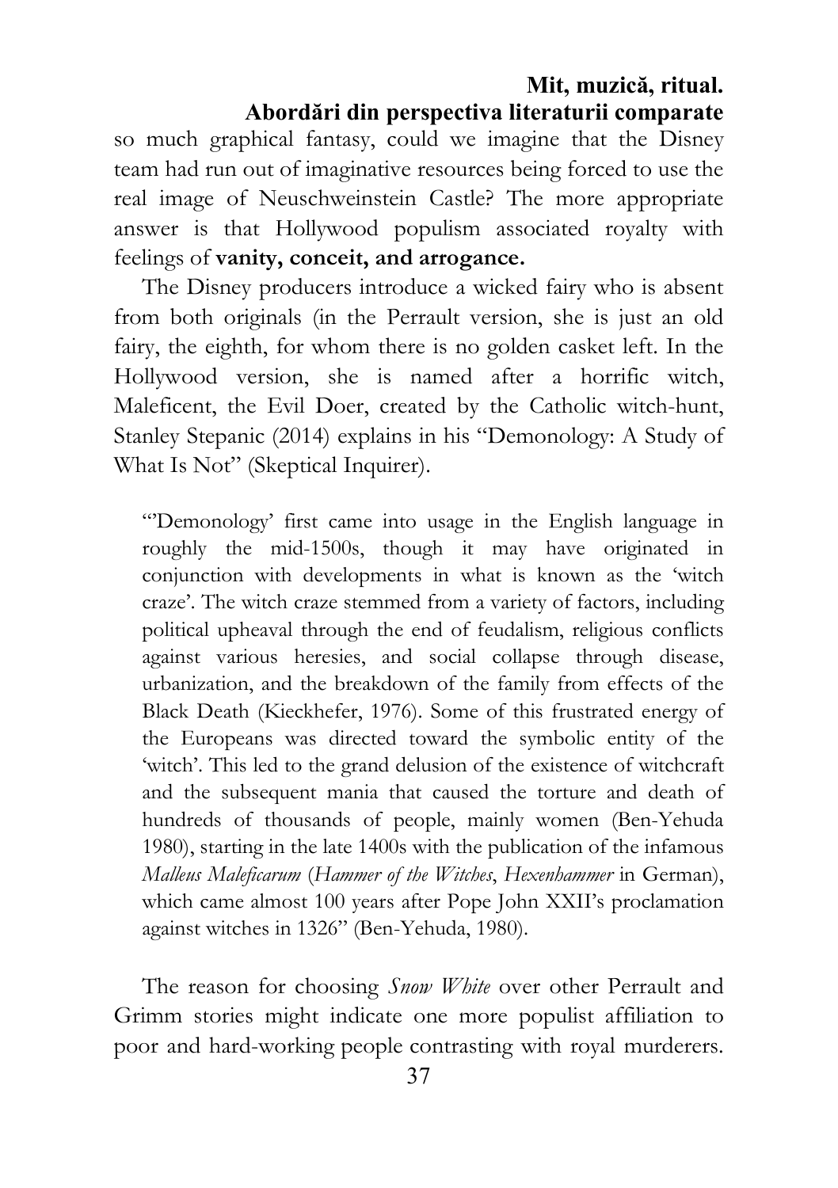so much graphical fantasy, could we imagine that the Disney team had run out of imaginative resources being forced to use the real image of Neuschweinstein Castle? The more appropriate answer is that Hollywood populism associated royalty with feelings of **vanity, conceit, and arrogance.**

The Disney producers introduce a wicked fairy who is absent from both originals (in the Perrault version, she is just an old fairy, the eighth, for whom there is no golden casket left. In the Hollywood version, she is named after a horrific witch, Maleficent, the Evil Doer, created by the Catholic witch-hunt, Stanley Stepanic (2014) explains in his "Demonology: A Study of What Is Not" (Skeptical Inquirer).

> "'Demonology' first came into usage in the English language in roughly the mid-1500s, though it may have originated in conjunction with developments in what is known as the 'witch craze'. The witch craze stemmed from a variety of factors, including political upheaval through the end of feudalism, religious conflicts against various heresies, and social collapse through disease, urbanization, and the breakdown of the family from effects of the Black Death (Kieckhefer, 1976). Some of this frustrated energy of the Europeans was directed toward the symbolic entity of the 'witch'. This led to the grand delusion of the existence of witchcraft and the subsequent mania that caused the torture and death of hundreds of thousands of people, mainly women (Ben-Yehuda 1980), starting in the late 1400s with the publication of the infamous *Malleus Maleficarum* (*Hammer of the Witches*, *Hexenhammer* in German), which came almost 100 years after Pope John XXII's proclamation against witches in 1326" (Ben-Yehuda, 1980).

The reason for choosing *Snow White* over other Perrault and Grimm stories might indicate one more populist affiliation to poor and hard-working people contrasting with royal murderers.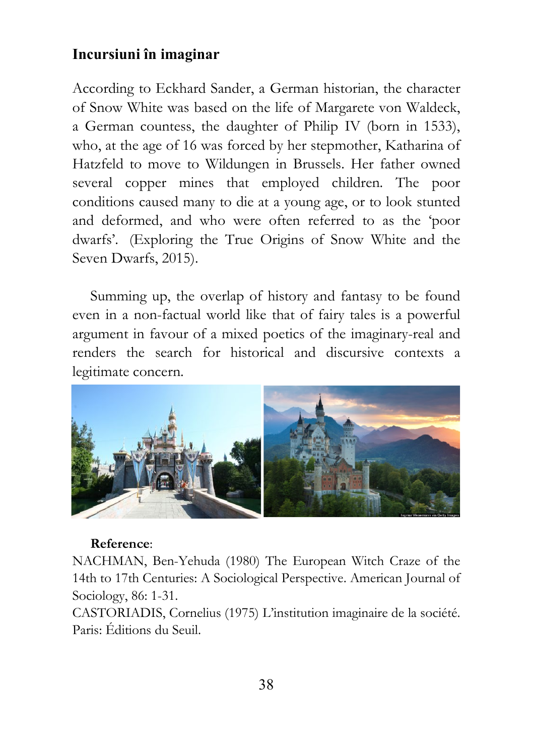According to Eckhard Sander, a German historian, the character of Snow White was based on the life of Margarete von Waldeck, a German countess, the daughter of Philip IV (born in 1533), who, at the age of 16 was forced by her stepmother, Katharina of Hatzfeld to move to Wildungen in Brussels. Her father owned several copper mines that employed children. The poor conditions caused many to die at a young age, or to look stunted and deformed, and who were often referred to as the 'poor dwarfs'. (Exploring the True Origins of Snow White and the Seven Dwarfs, 2015).

Summing up, the overlap of history and fantasy to be found even in a non-factual world like that of fairy tales is a powerful argument in favour of a mixed poetics of the imaginary-real and renders the search for historical and discursive contexts a legitimate concern.

**Reference**:

NACHMAN, Ben-Yehuda (1980) The European Witch Craze of the 14th to 17th Centuries: A Sociological Perspective. American Journal of Sociology, 86: 1-31.

CASTORIADIS, Cornelius (1975) L'institution imaginaire de la société. Paris: Éditions du Seuil.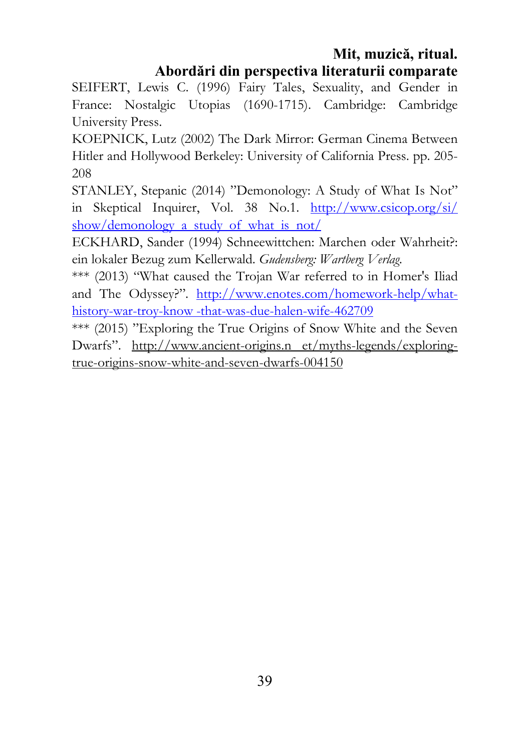SEIFERT, Lewis C. (1996) Fairy Tales, Sexuality, and Gender in France: Nostalgic Utopias (1690-1715). Cambridge: Cambridge University Press.

KOEPNICK, Lutz (2002) The Dark Mirror: German Cinema Between Hitler and Hollywood Berkeley: University of California Press. pp. 205-208

STANLEY, Stepanic (2014) "Demonology: A Study of What Is Not" in Skeptical Inquirer, Vol. 38 No.1. http://www.csicop.org/si/show/demonology_a_study_of_what_is_not/

ECKHARD, Sander (1994) Schneewittchen: Marchen oder Wahrheit?: ein lokaler Bezug zum Kellerwald. *Gudensberg: Wartberg Verlag.*

*** (2013) "What caused the Trojan War referred to in Homer's Iliad and The Odyssey?". http://www.enotes.com/homework-help/what-history-war-troy-know -that-was-due-halen-wife-462709

*** (2015) "Exploring the True Origins of Snow White and the Seven Dwarfs". http://www.ancient-origins.n et/myths-legends/exploring-true-origins-snow-white-and-seven-dwarfs-004150